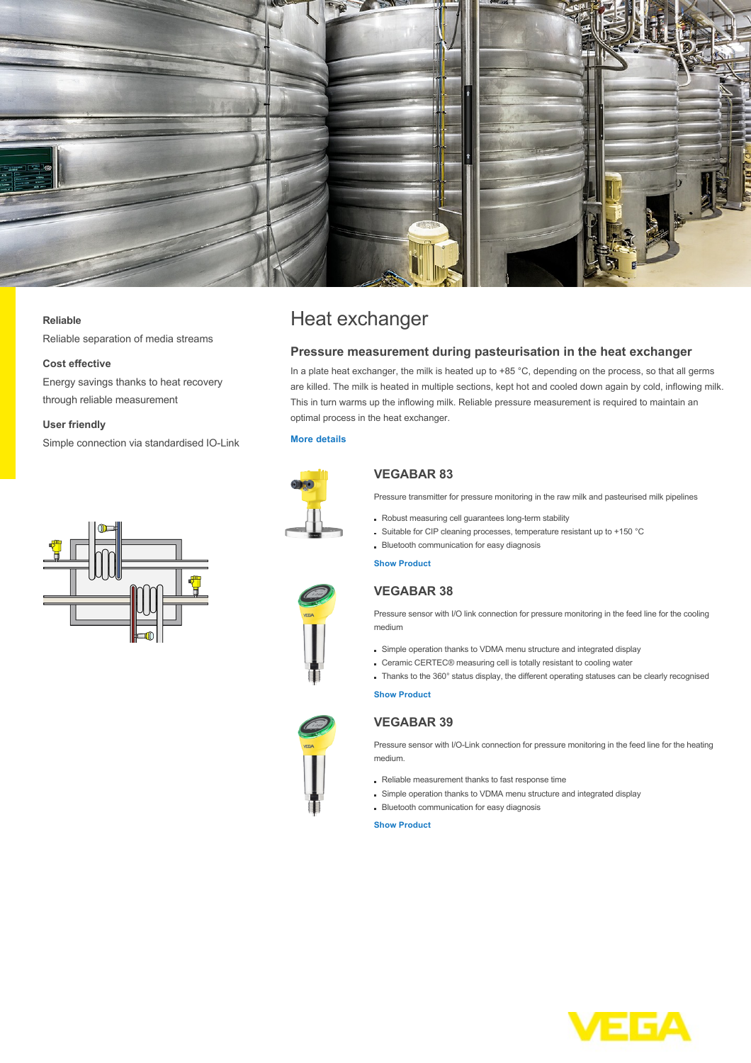# Heat exchanger

**Reliable**

Reliable separation of media streams

**Cost effective**

Energy savings thanks to heat recovery through reliable measurement

**User friendly**

Simple connection via standardised IO-Link

## Pressure measurement during pasteurisation in the heat exchanger

In a plate heat exchanger, the milk is heated up to +85 °C, depending on the process, so that all germs are killed. The milk is heated in multiple sections, kept hot and cooled down again by cold, inflowing milk. This in turn warms up the inflowing milk. Reliable pressure measurement is required to maintain an optimal process in the heat exchanger.

More details

### VEGABAR 83

Pressure transmitter for pressure monitoring in the raw milk and pasteurised milk pipelines

- Robust measuring cell guarantees long-term stability
- Suitable for CIP cleaning processes, temperature resistant up to +150 °C
- Bluetooth communication for easy diagnosis

Show Product

### VEGABAR 38

Pressure sensor with I/O link connection for pressure monitoring in the feed line for the cooling medium

- Simple operation thanks to VDMA menu structure and integrated display
- Ceramic CERTEC® measuring cell is totally resistant to cooling water
- Thanks to the 360° status display, the different operating statuses can be clearly recognised

Show Product

### VEGABAR 39

Pressure sensor with I/O-Link connection for pressure monitoring in the feed line for the heating medium.

- Reliable measurement thanks to fast response time
- Simple operation thanks to VDMA menu structure and integrated display
- Bluetooth communication for easy diagnosis

Show Product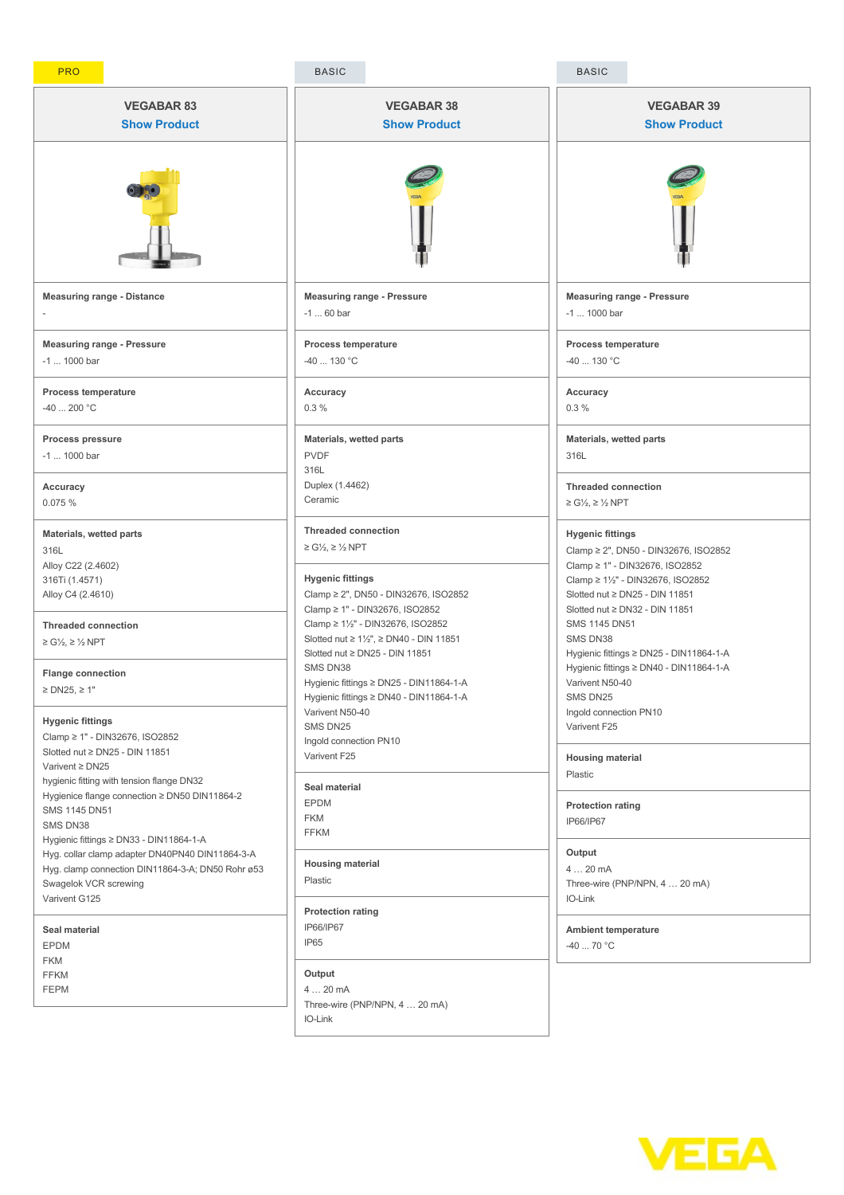PRO

## VEGABAR 83

Show Product

**Measuring range - Distance**
-

**Measuring range - Pressure**
-1 ... 1000 bar

**Process temperature**
-40 ... 200 °C

**Process pressure**
-1 ... 1000 bar

**Accuracy**
0.075 %

**Materials, wetted parts**
316L
Alloy C22 (2.4602)
316Ti (1.4571)
Alloy C4 (2.4610)

**Threaded connection**
≥ G½, ≥ ½ NPT

**Flange connection**
≥ DN25, ≥ 1"

**Hygenic fittings**
Clamp ≥ 1" - DIN32676, ISO2852
Slotted nut ≥ DN25 - DIN 11851
Varivent ≥ DN25
hygienic fitting with tension flange DN32
Hygienice flange connection ≥ DN50 DIN11864-2
SMS 1145 DN51
SMS DN38
Hygienic fittings ≥ DN33 - DIN11864-1-A
Hyg. collar clamp adapter DN40PN40 DIN11864-3-A
Hyg. clamp connection DIN11864-3-A; DN50 Rohr ø53
Swagelok VCR screwing
Varivent G125

**Seal material**
EPDM
FKM
FFKM
FEPM

BASIC

## VEGABAR 38

Show Product

**Measuring range - Pressure**
-1 ... 60 bar

**Process temperature**
-40 ... 130 °C

**Accuracy**
0.3 %

**Materials, wetted parts**
PVDF
316L
Duplex (1.4462)
Ceramic

**Threaded connection**
≥ G½, ≥ ½ NPT

**Hygenic fittings**
Clamp ≥ 2", DN50 - DIN32676, ISO2852
Clamp ≥ 1" - DIN32676, ISO2852
Clamp ≥ 1½" - DIN32676, ISO2852
Slotted nut ≥ 1½", ≥ DN40 - DIN 11851
Slotted nut ≥ DN25 - DIN 11851
SMS DN38
Hygienic fittings ≥ DN25 - DIN11864-1-A
Hygienic fittings ≥ DN40 - DIN11864-1-A
Varivent N50-40
SMS DN25
Ingold connection PN10
Varivent F25

**Seal material**
EPDM
FKM
FFKM

**Housing material**
Plastic

**Protection rating**
IP66/IP67
IP65

**Output**
4 … 20 mA
Three-wire (PNP/NPN, 4 … 20 mA)
IO-Link

BASIC

## VEGABAR 39

Show Product

**Measuring range - Pressure**
-1 ... 1000 bar

**Process temperature**
-40 ... 130 °C

**Accuracy**
0.3 %

**Materials, wetted parts**
316L

**Threaded connection**
≥ G½, ≥ ½ NPT

**Hygenic fittings**
Clamp ≥ 2", DN50 - DIN32676, ISO2852
Clamp ≥ 1" - DIN32676, ISO2852
Clamp ≥ 1½" - DIN32676, ISO2852
Slotted nut ≥ DN25 - DIN 11851
Slotted nut ≥ DN32 - DIN 11851
SMS 1145 DN51
SMS DN38
Hygienic fittings ≥ DN25 - DIN11864-1-A
Hygienic fittings ≥ DN40 - DIN11864-1-A
Varivent N50-40
SMS DN25
Ingold connection PN10
Varivent F25

**Housing material**
Plastic

**Protection rating**
IP66/IP67

**Output**
4 … 20 mA
Three-wire (PNP/NPN, 4 … 20 mA)
IO-Link

**Ambient temperature**
-40 ... 70 °C